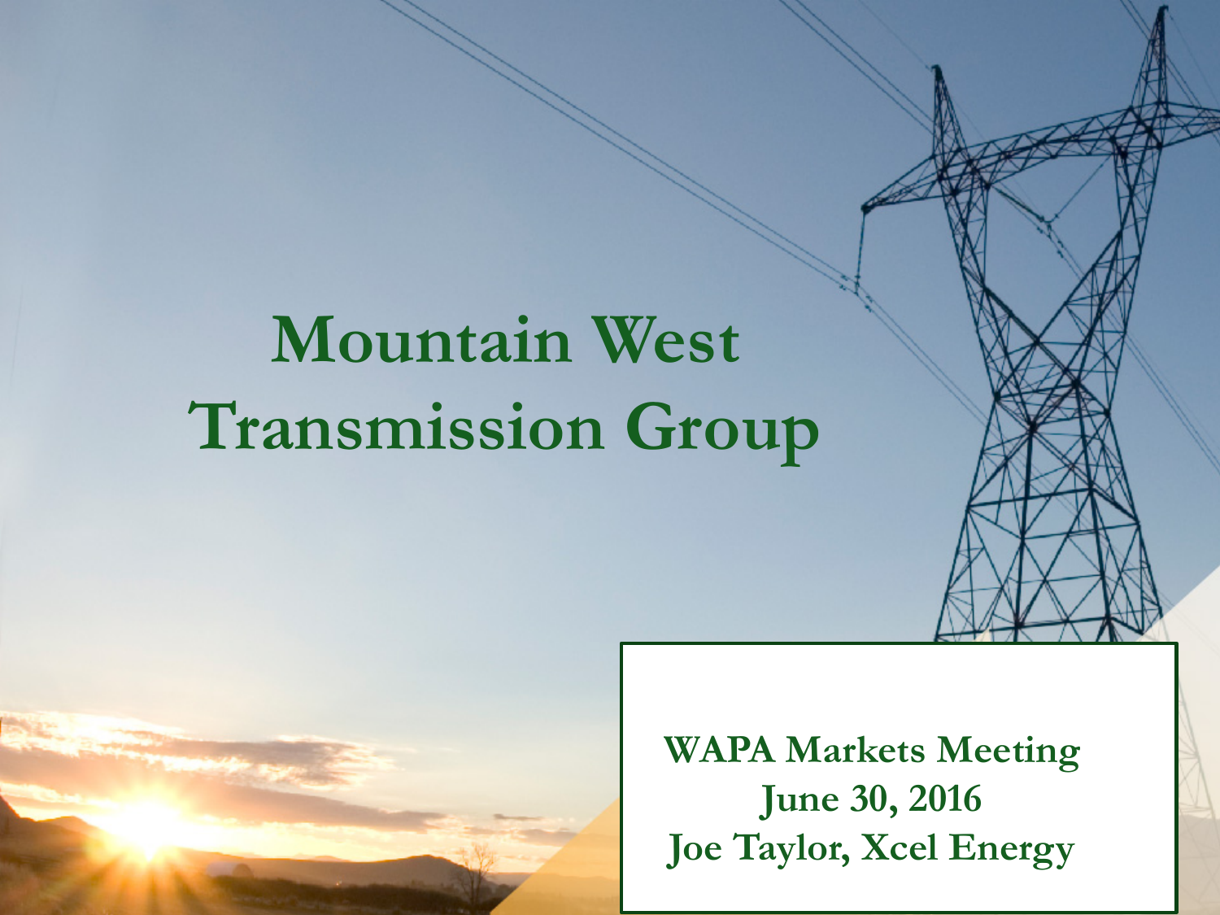# Mountain West Transmission Group

**WAPA Markets Meeting**
**June 30, 2016**
**Joe Taylor, Xcel Energy**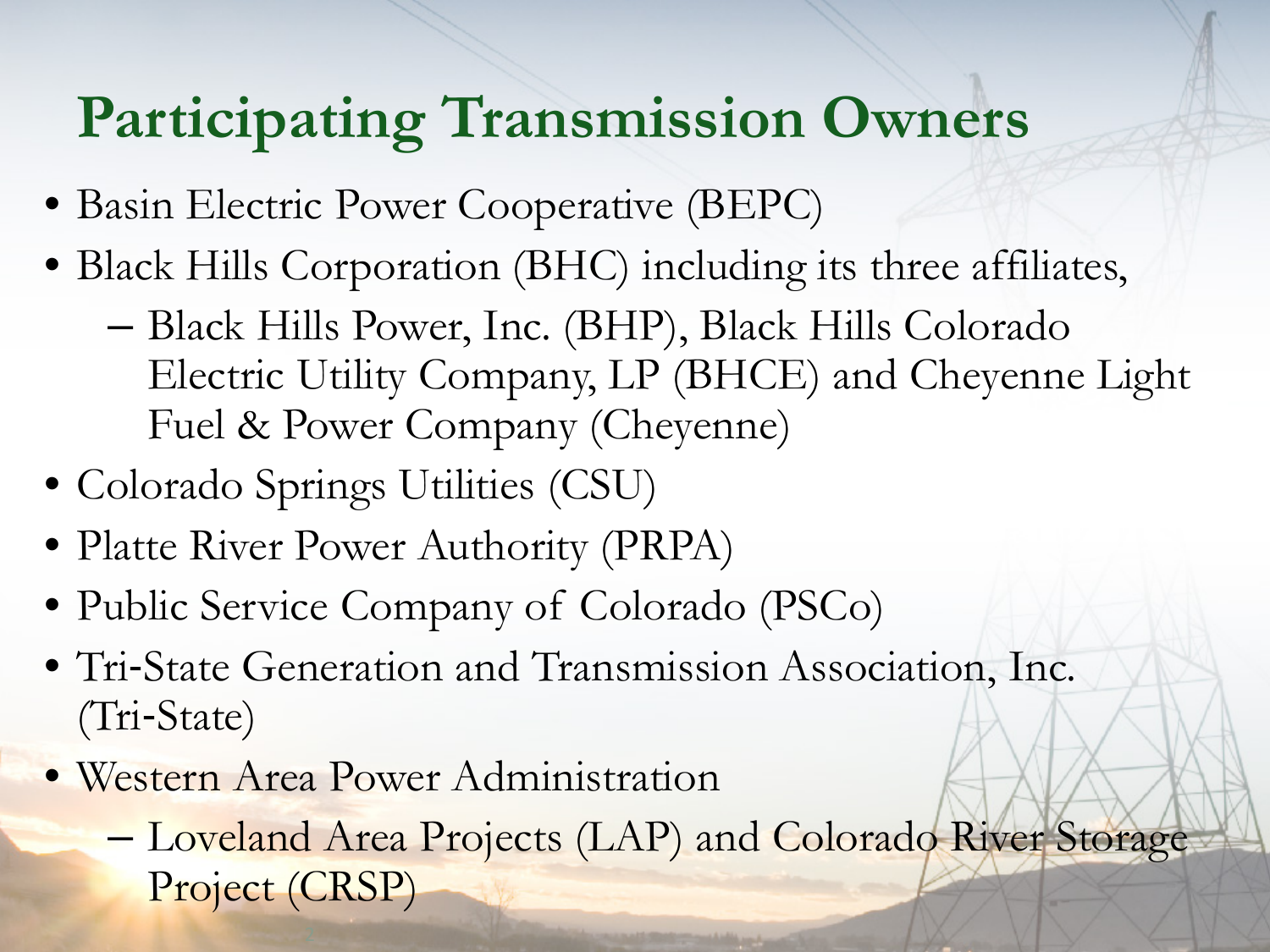# Participating Transmission Owners

- Basin Electric Power Cooperative (BEPC)
- Black Hills Corporation (BHC) including its three affiliates,
  - Black Hills Power, Inc. (BHP), Black Hills Colorado Electric Utility Company, LP (BHCE) and Cheyenne Light Fuel & Power Company (Cheyenne)
- Colorado Springs Utilities (CSU)
- Platte River Power Authority (PRPA)
- Public Service Company of Colorado (PSCo)
- Tri-State Generation and Transmission Association, Inc. (Tri-State)
- Western Area Power Administration
  - Loveland Area Projects (LAP) and Colorado River Storage Project (CRSP)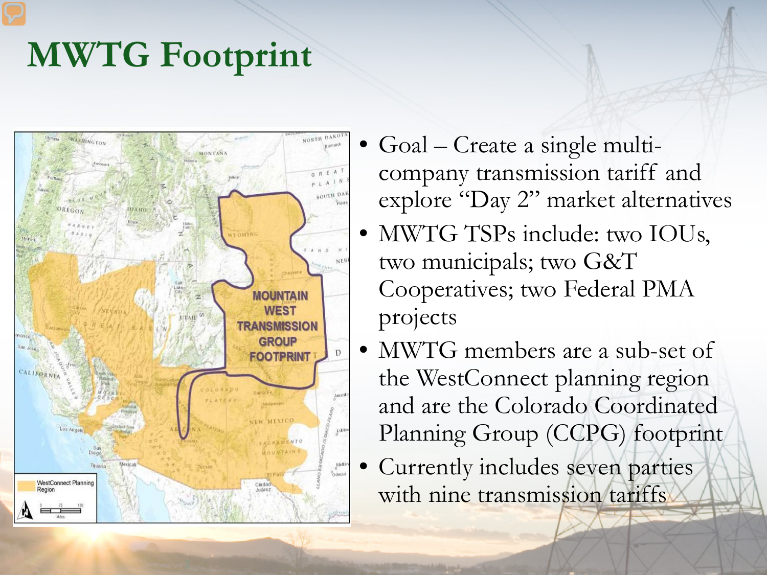# MWTG Footprint

- Goal – Create a single multi-company transmission tariff and explore "Day 2" market alternatives
- MWTG TSPs include: two IOUs, two municipals; two G&T Cooperatives; two Federal PMA projects
- MWTG members are a sub-set of the WestConnect planning region and are the Colorado Coordinated Planning Group (CCPG) footprint
- Currently includes seven parties with nine transmission tariffs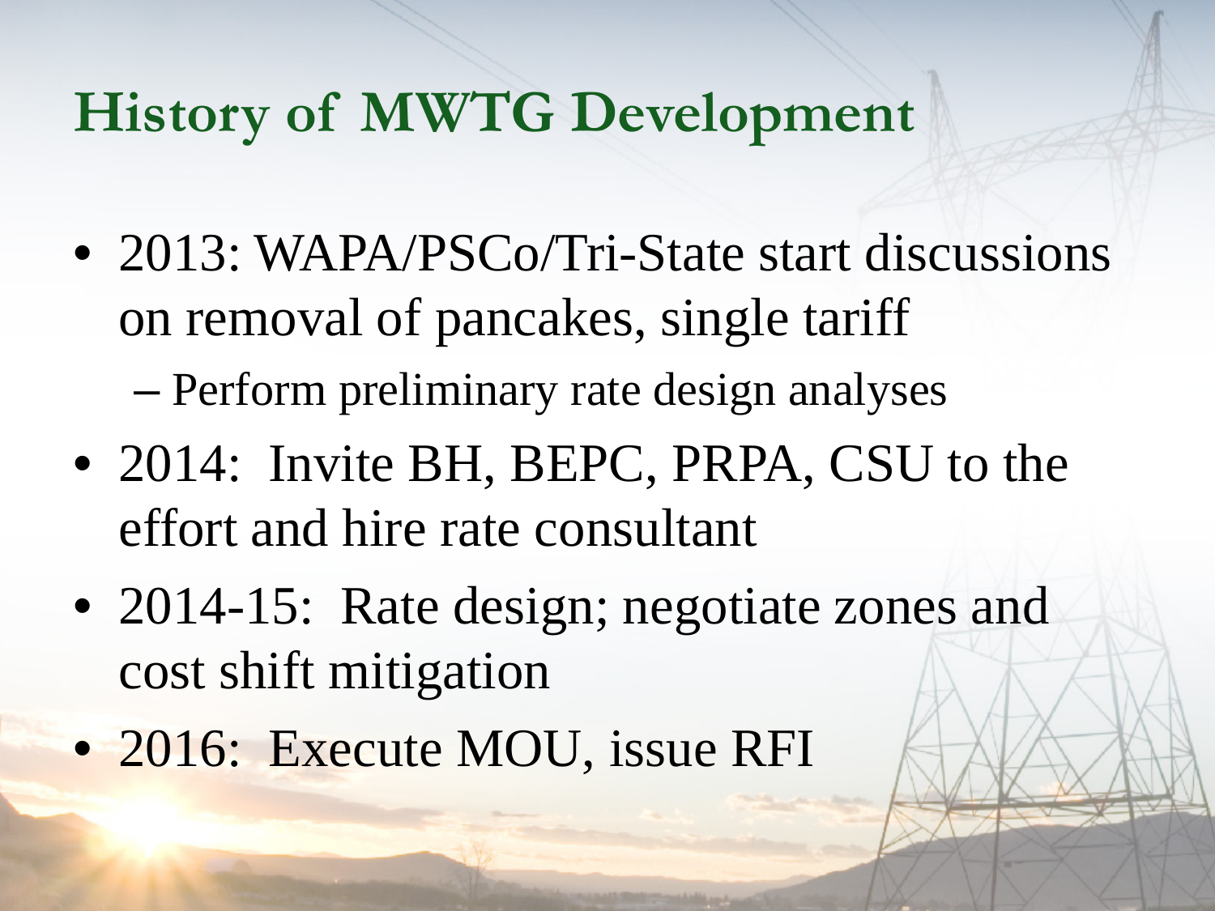# History of MWTG Development

- 2013: WAPA/PSCo/Tri-State start discussions on removal of pancakes, single tariff
  - Perform preliminary rate design analyses
- 2014: Invite BH, BEPC, PRPA, CSU to the effort and hire rate consultant
- 2014-15: Rate design; negotiate zones and cost shift mitigation
- 2016: Execute MOU, issue RFI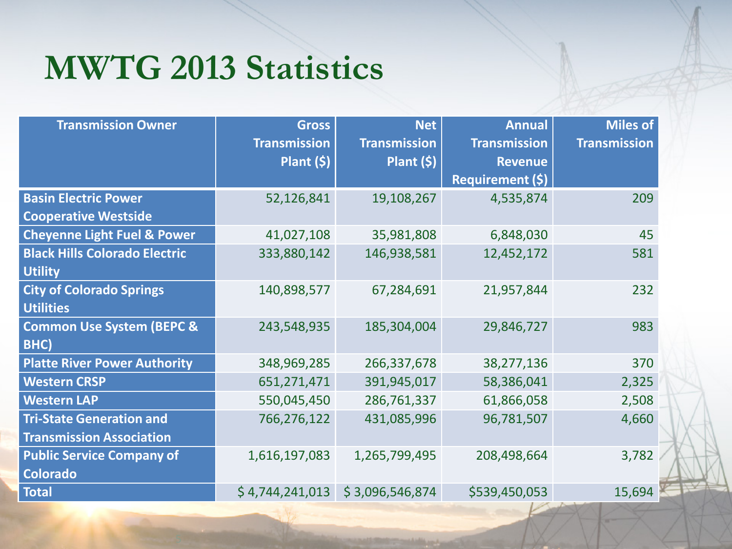# MWTG 2013 Statistics

| Transmission Owner | Gross Transmission Plant ($) | Net Transmission Plant ($) | Annual Transmission Revenue Requirement ($) | Miles of Transmission |
|---|---|---|---|---|
| Basin Electric Power Cooperative Westside | 52,126,841 | 19,108,267 | 4,535,874 | 209 |
| Cheyenne Light Fuel & Power | 41,027,108 | 35,981,808 | 6,848,030 | 45 |
| Black Hills Colorado Electric Utility | 333,880,142 | 146,938,581 | 12,452,172 | 581 |
| City of Colorado Springs Utilities | 140,898,577 | 67,284,691 | 21,957,844 | 232 |
| Common Use System (BEPC & BHC) | 243,548,935 | 185,304,004 | 29,846,727 | 983 |
| Platte River Power Authority | 348,969,285 | 266,337,678 | 38,277,136 | 370 |
| Western CRSP | 651,271,471 | 391,945,017 | 58,386,041 | 2,325 |
| Western LAP | 550,045,450 | 286,761,337 | 61,866,058 | 2,508 |
| Tri-State Generation and Transmission Association | 766,276,122 | 431,085,996 | 96,781,507 | 4,660 |
| Public Service Company of Colorado | 1,616,197,083 | 1,265,799,495 | 208,498,664 | 3,782 |
| Total | $ 4,744,241,013 | $ 3,096,546,874 | $539,450,053 | 15,694 |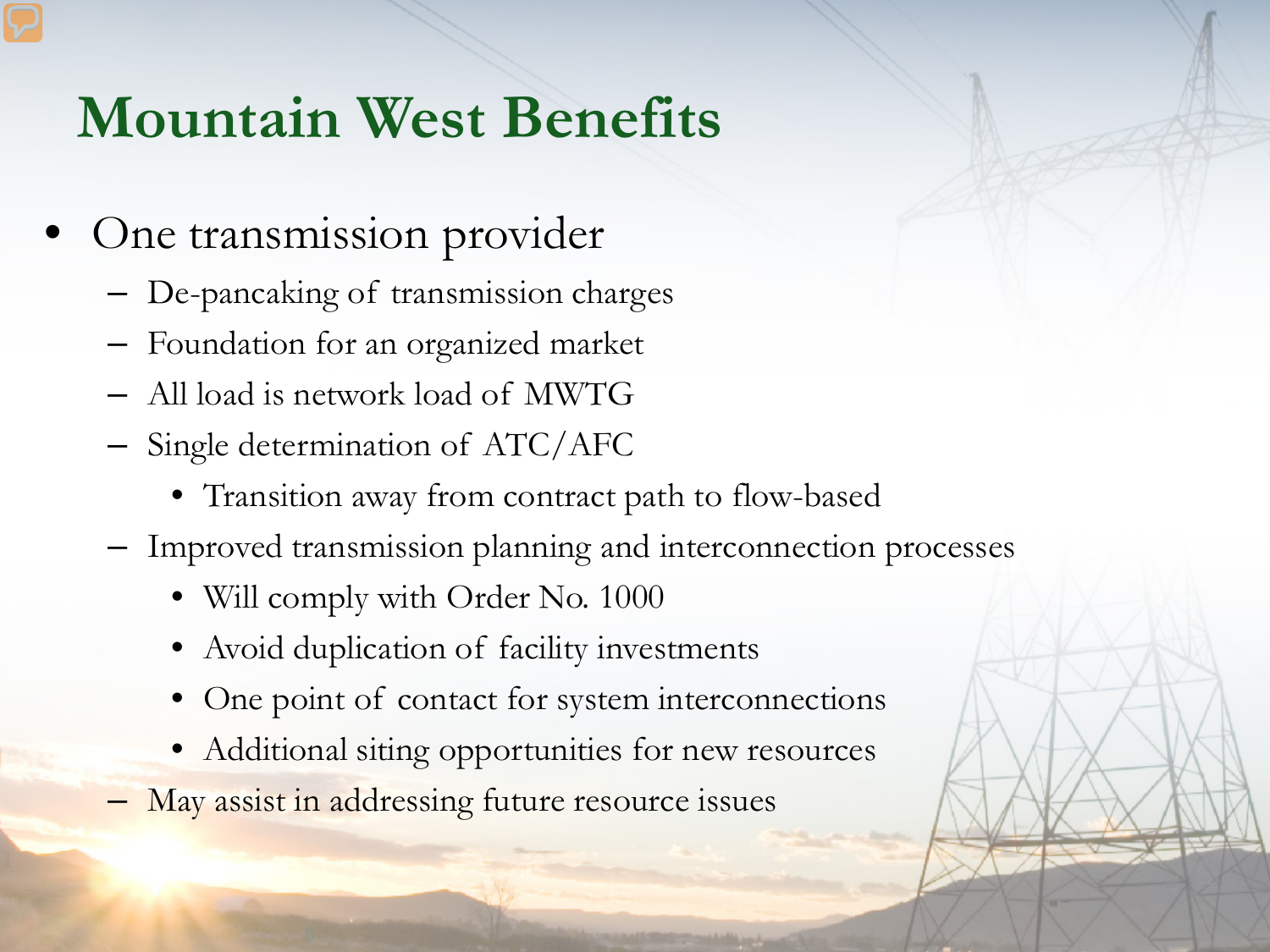# Mountain West Benefits

- One transmission provider
  - De-pancaking of transmission charges
  - Foundation for an organized market
  - All load is network load of MWTG
  - Single determination of ATC/AFC
    - Transition away from contract path to flow-based
  - Improved transmission planning and interconnection processes
    - Will comply with Order No. 1000
    - Avoid duplication of facility investments
    - One point of contact for system interconnections
    - Additional siting opportunities for new resources
  - May assist in addressing future resource issues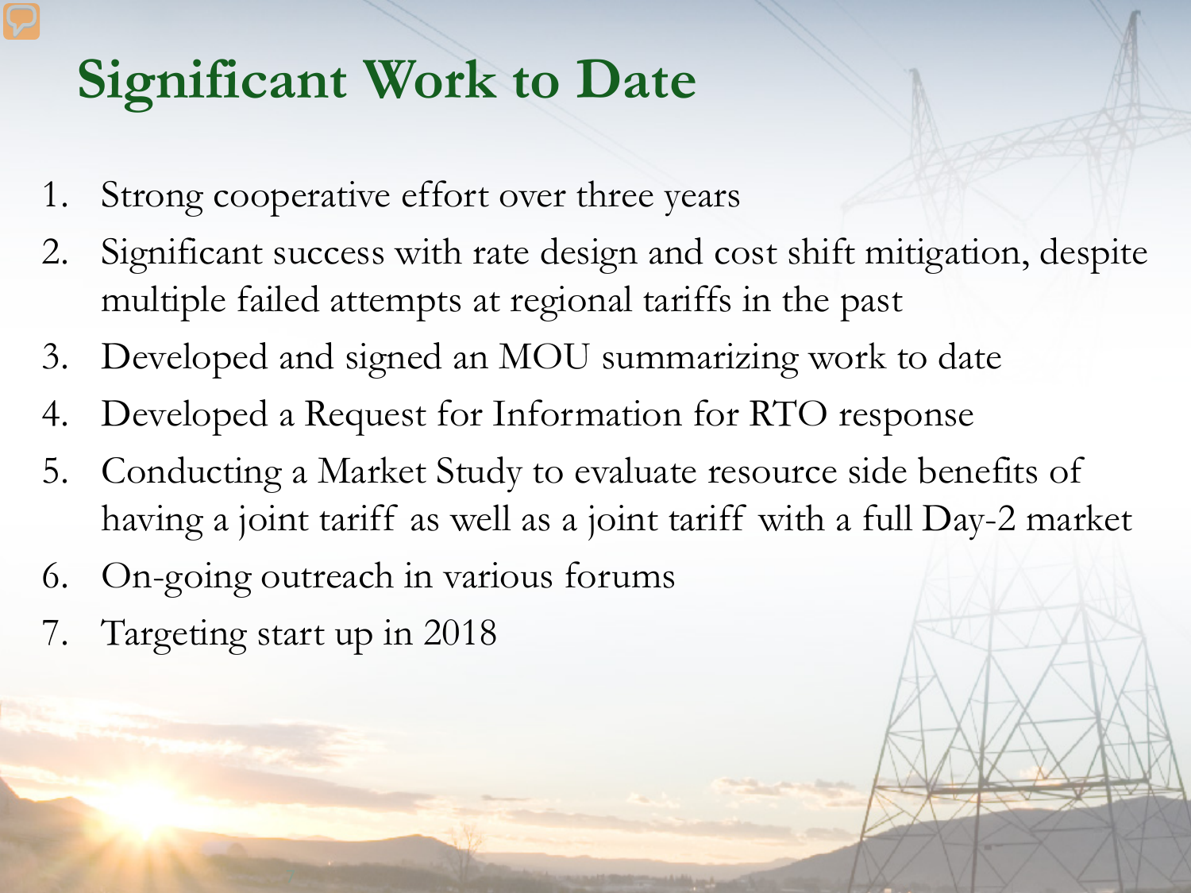# Significant Work to Date

1. Strong cooperative effort over three years
2. Significant success with rate design and cost shift mitigation, despite multiple failed attempts at regional tariffs in the past
3. Developed and signed an MOU summarizing work to date
4. Developed a Request for Information for RTO response
5. Conducting a Market Study to evaluate resource side benefits of having a joint tariff as well as a joint tariff with a full Day-2 market
6. On-going outreach in various forums
7. Targeting start up in 2018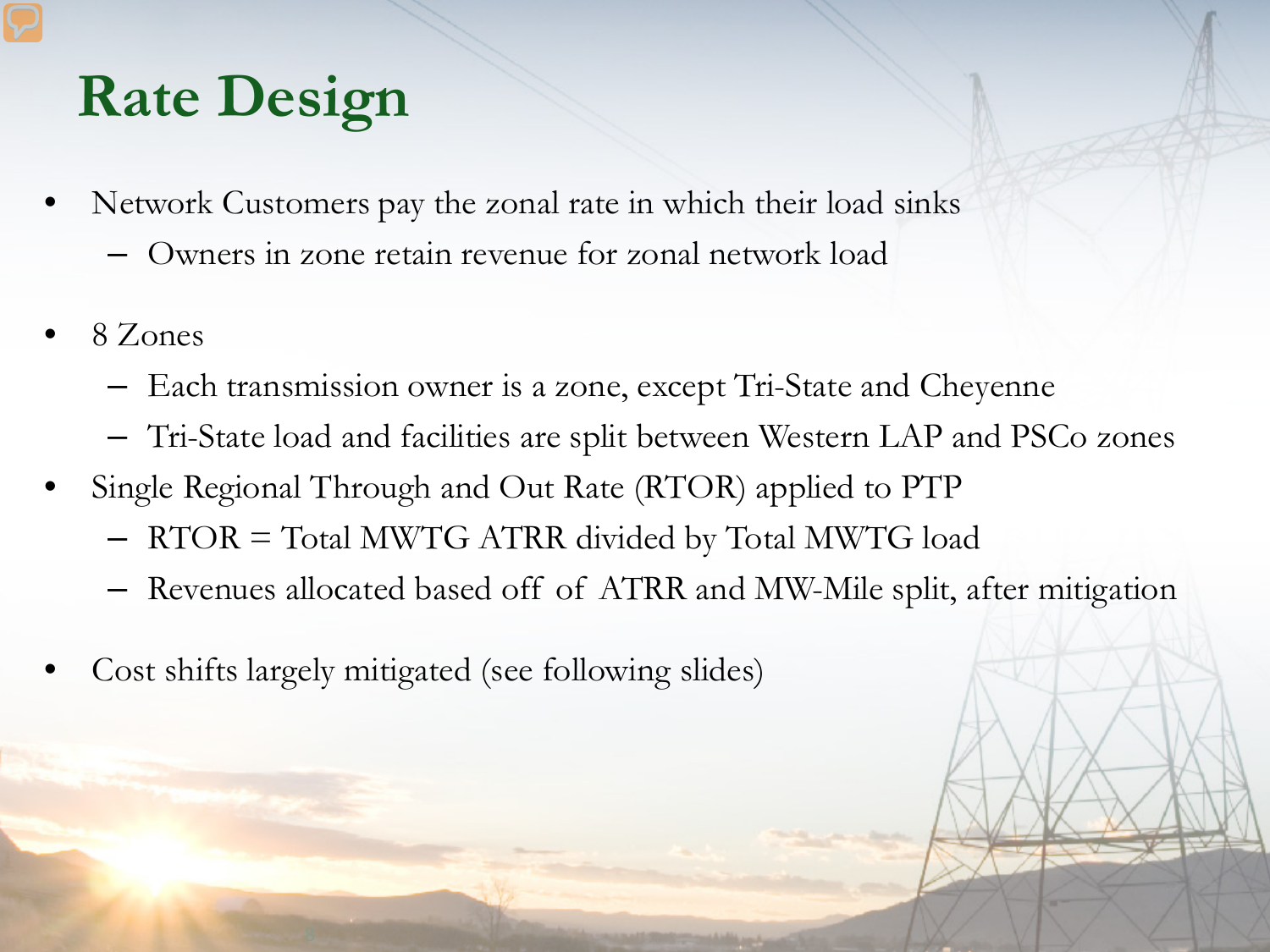# Rate Design

- Network Customers pay the zonal rate in which their load sinks
  - Owners in zone retain revenue for zonal network load
- 8 Zones
  - Each transmission owner is a zone, except Tri-State and Cheyenne
  - Tri-State load and facilities are split between Western LAP and PSCo zones
- Single Regional Through and Out Rate (RTOR) applied to PTP
  - RTOR = Total MWTG ATRR divided by Total MWTG load
  - Revenues allocated based off of ATRR and MW-Mile split, after mitigation
- Cost shifts largely mitigated (see following slides)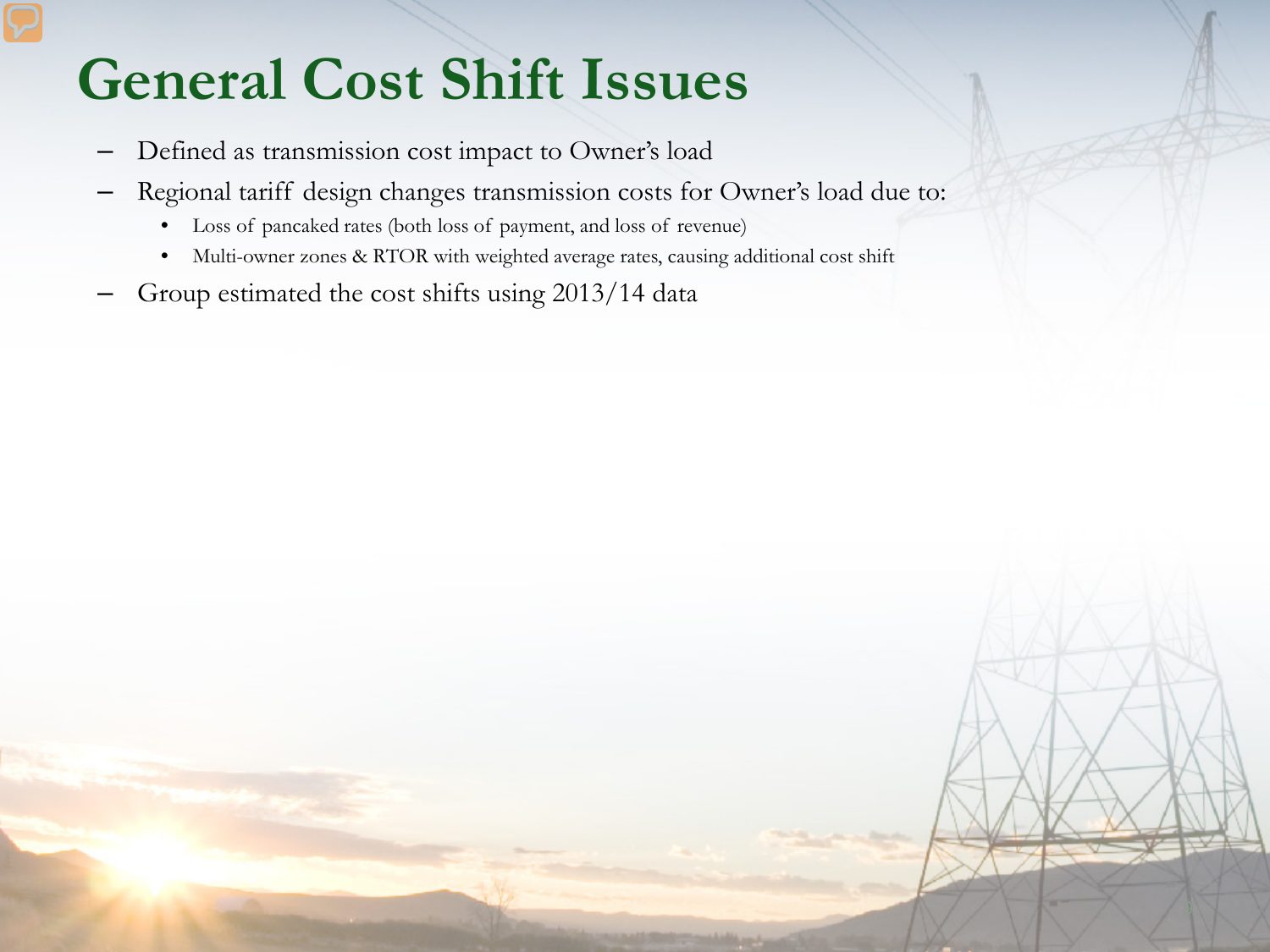# General Cost Shift Issues

- Defined as transmission cost impact to Owner's load
- Regional tariff design changes transmission costs for Owner's load due to:
  - Loss of pancaked rates (both loss of payment, and loss of revenue)
  - Multi-owner zones & RTOR with weighted average rates, causing additional cost shift
- Group estimated the cost shifts using 2013/14 data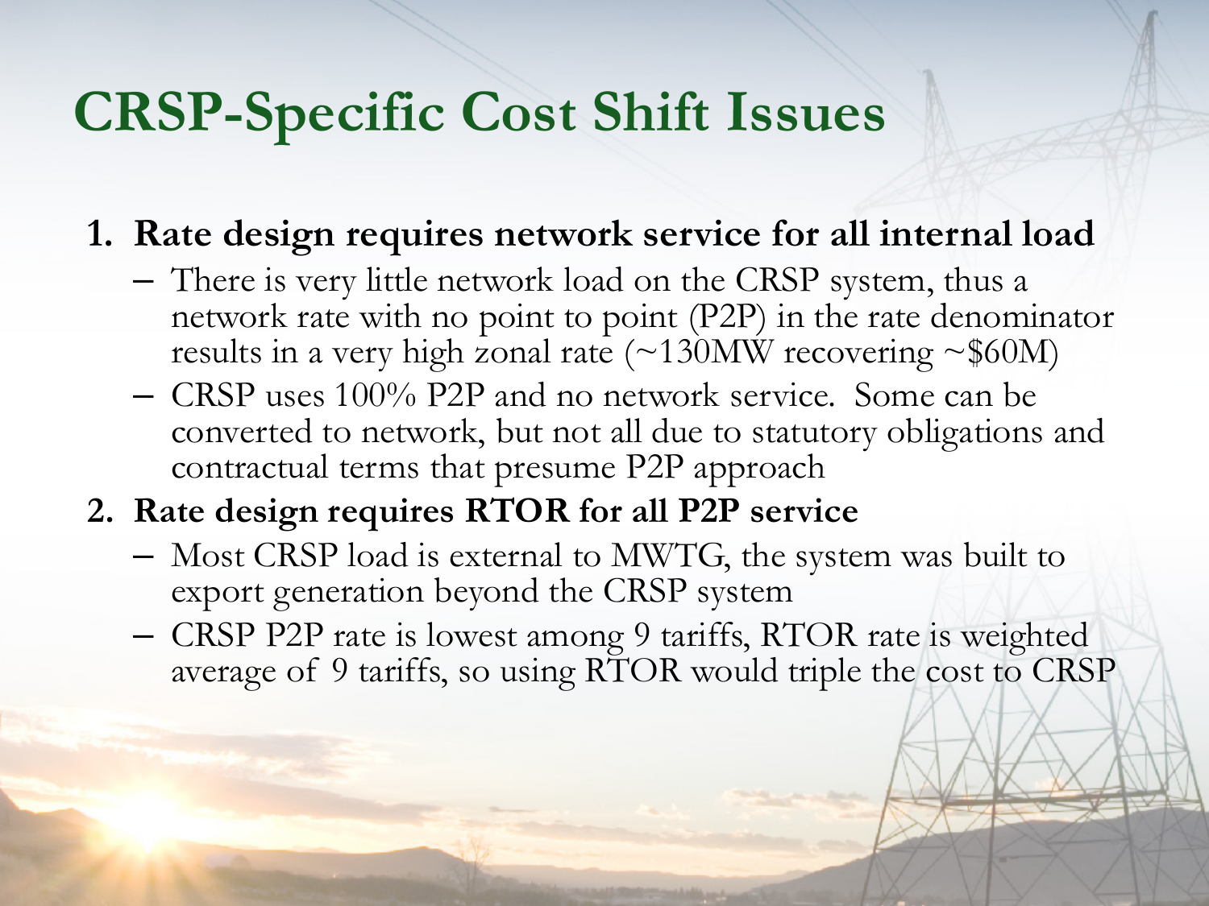# CRSP-Specific Cost Shift Issues

1. **Rate design requires network service for all internal load**
   - There is very little network load on the CRSP system, thus a network rate with no point to point (P2P) in the rate denominator results in a very high zonal rate (~130MW recovering ~$60M)
   - CRSP uses 100% P2P and no network service. Some can be converted to network, but not all due to statutory obligations and contractual terms that presume P2P approach
2. **Rate design requires RTOR for all P2P service**
   - Most CRSP load is external to MWTG, the system was built to export generation beyond the CRSP system
   - CRSP P2P rate is lowest among 9 tariffs, RTOR rate is weighted average of 9 tariffs, so using RTOR would triple the cost to CRSP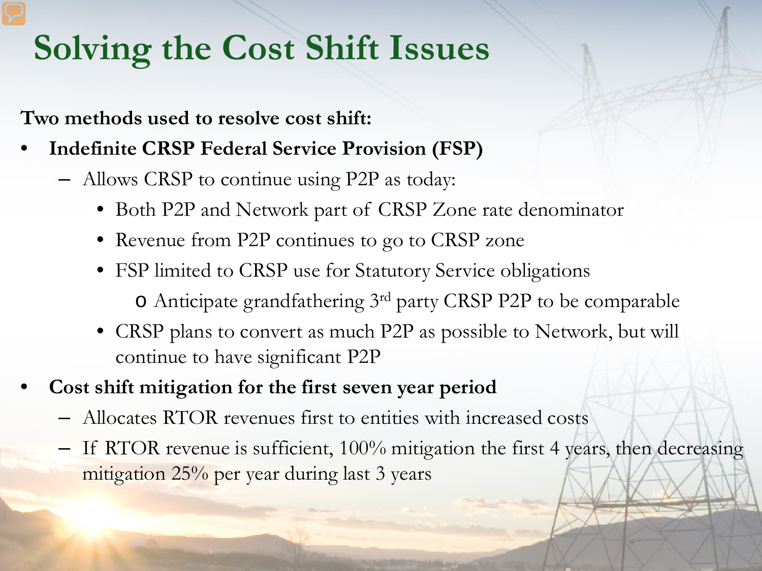# Solving the Cost Shift Issues

**Two methods used to resolve cost shift:**

- **Indefinite CRSP Federal Service Provision (FSP)**
  - Allows CRSP to continue using P2P as today:
    - Both P2P and Network part of CRSP Zone rate denominator
    - Revenue from P2P continues to go to CRSP zone
    - FSP limited to CRSP use for Statutory Service obligations
      - Anticipate grandfathering 3rd party CRSP P2P to be comparable
    - CRSP plans to convert as much P2P as possible to Network, but will continue to have significant P2P
- **Cost shift mitigation for the first seven year period**
  - Allocates RTOR revenues first to entities with increased costs
  - If RTOR revenue is sufficient, 100% mitigation the first 4 years, then decreasing mitigation 25% per year during last 3 years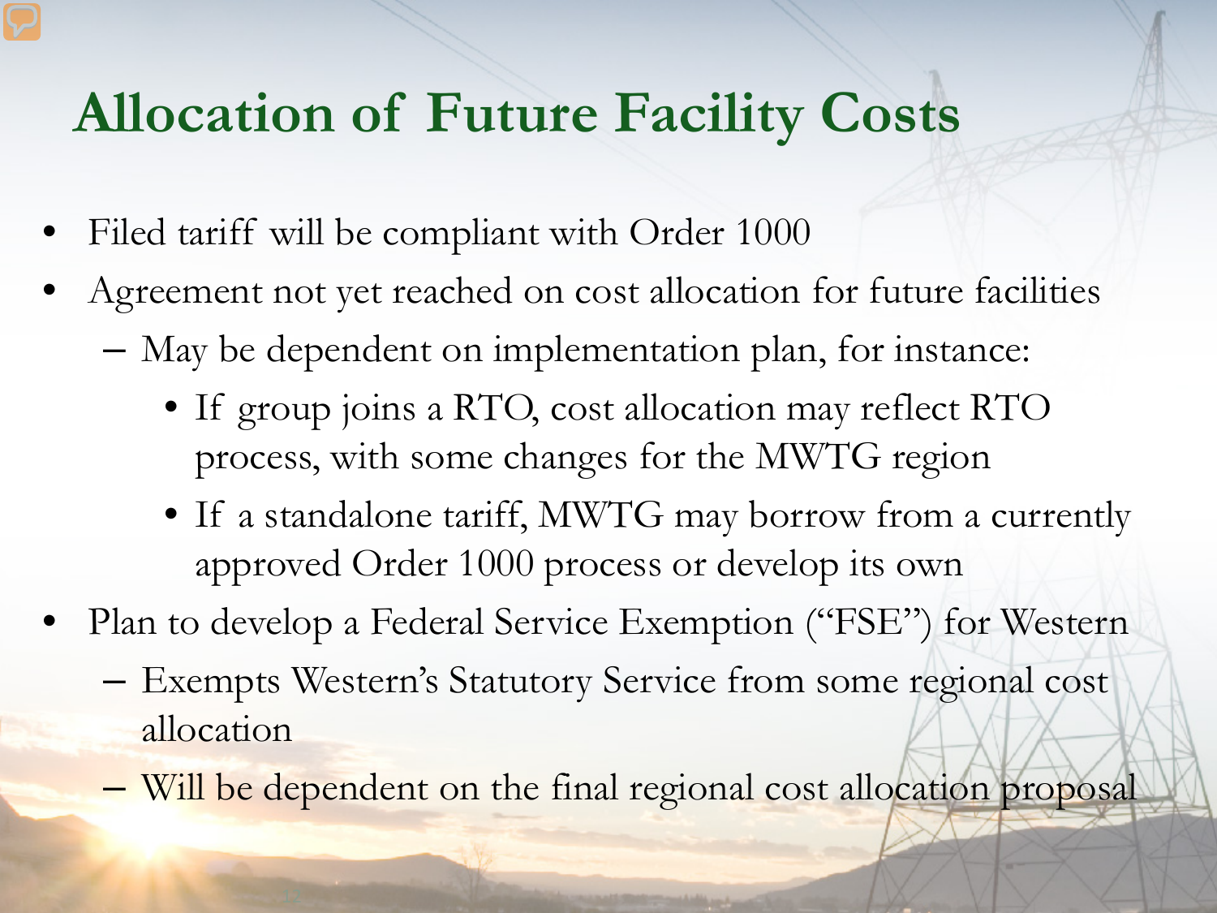# Allocation of Future Facility Costs

- Filed tariff will be compliant with Order 1000
- Agreement not yet reached on cost allocation for future facilities
  - May be dependent on implementation plan, for instance:
    - If group joins a RTO, cost allocation may reflect RTO process, with some changes for the MWTG region
    - If a standalone tariff, MWTG may borrow from a currently approved Order 1000 process or develop its own
- Plan to develop a Federal Service Exemption ("FSE") for Western
  - Exempts Western's Statutory Service from some regional cost allocation
  - Will be dependent on the final regional cost allocation proposal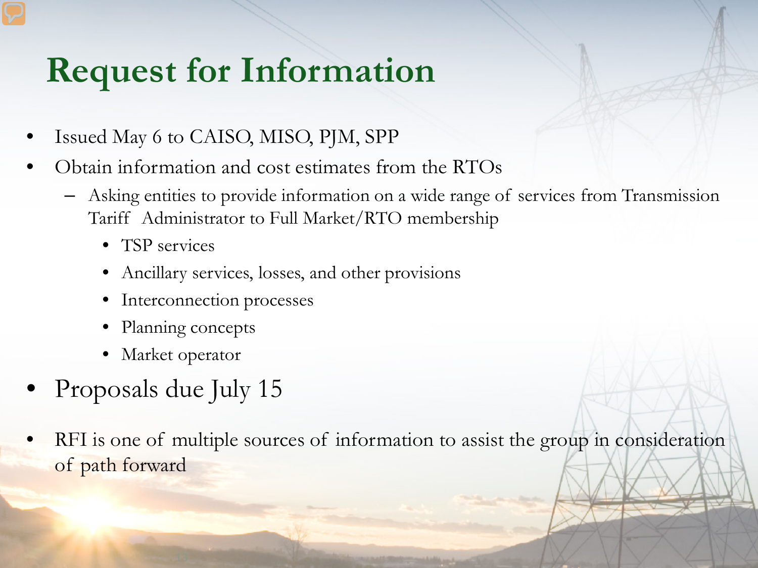# Request for Information

- Issued May 6 to CAISO, MISO, PJM, SPP
- Obtain information and cost estimates from the RTOs
  - Asking entities to provide information on a wide range of services from Transmission Tariff Administrator to Full Market/RTO membership
    - TSP services
    - Ancillary services, losses, and other provisions
    - Interconnection processes
    - Planning concepts
    - Market operator
- Proposals due July 15
- RFI is one of multiple sources of information to assist the group in consideration of path forward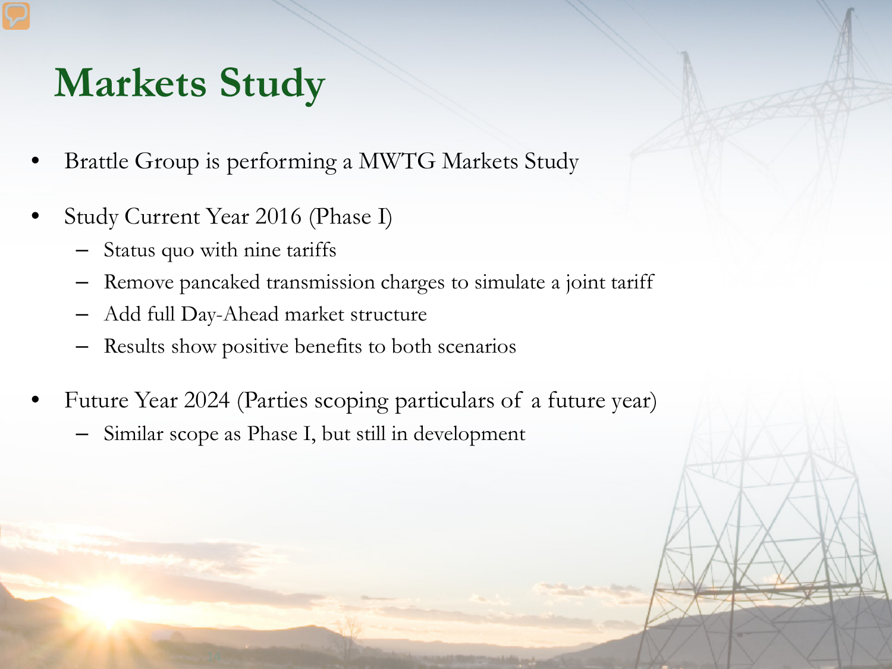# Markets Study

- Brattle Group is performing a MWTG Markets Study
- Study Current Year 2016 (Phase I)
  - Status quo with nine tariffs
  - Remove pancaked transmission charges to simulate a joint tariff
  - Add full Day-Ahead market structure
  - Results show positive benefits to both scenarios
- Future Year 2024 (Parties scoping particulars of a future year)
  - Similar scope as Phase I, but still in development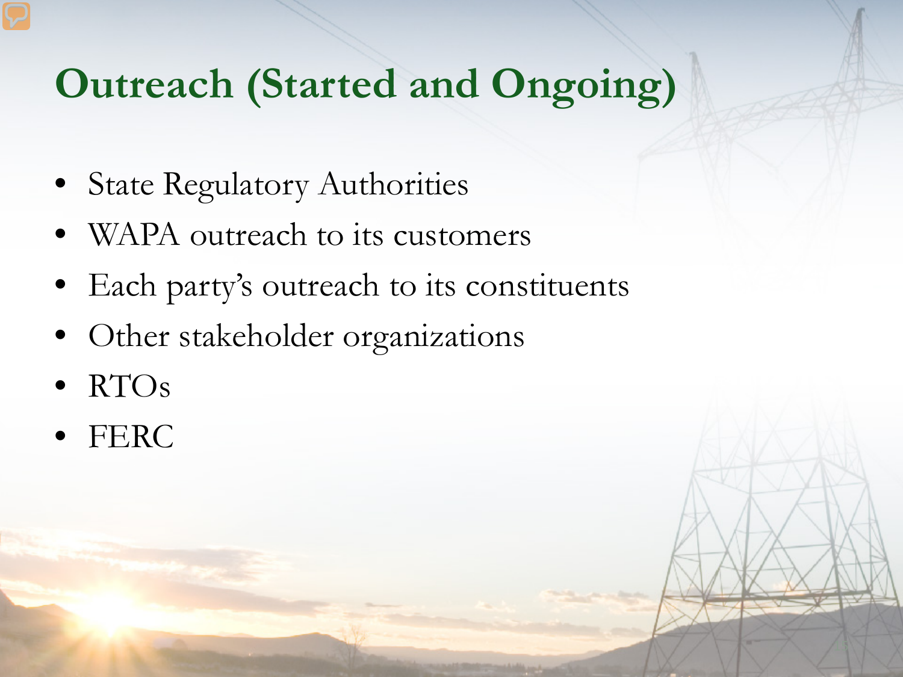# Outreach (Started and Ongoing)

- State Regulatory Authorities
- WAPA outreach to its customers
- Each party's outreach to its constituents
- Other stakeholder organizations
- RTOs
- FERC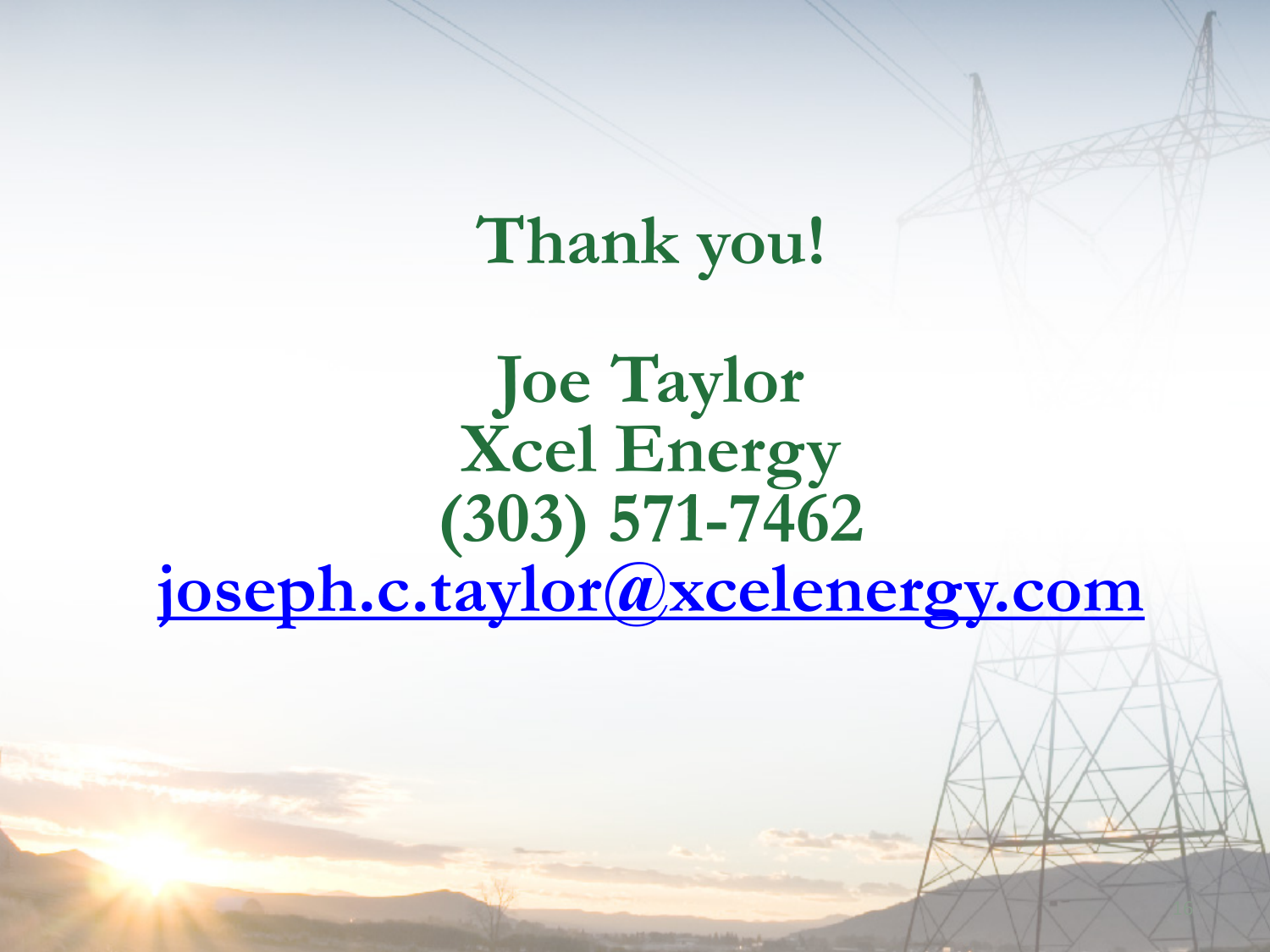# Thank you!

**Joe Taylor**
**Xcel Energy**
**(303) 571-7462**
**joseph.c.taylor@xcelenergy.com**